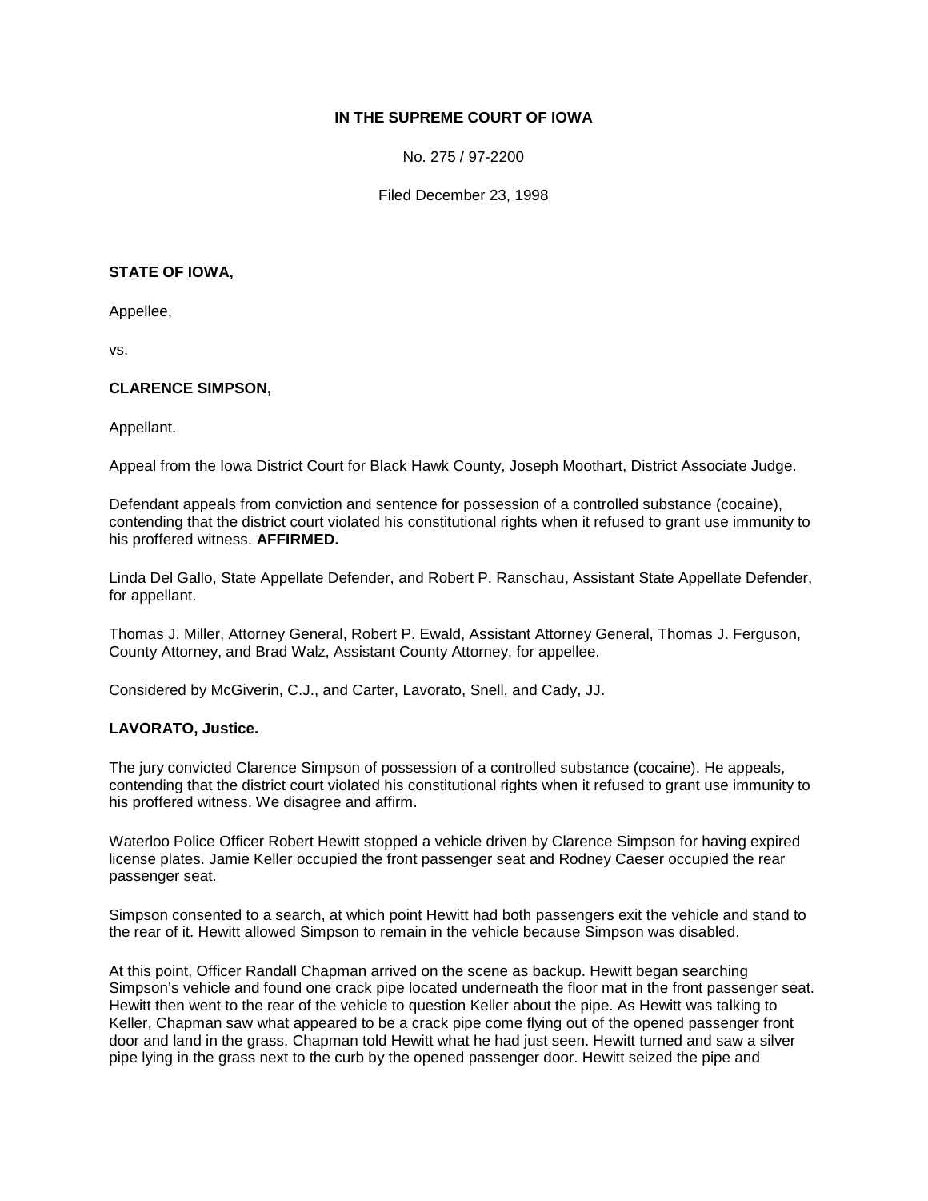**IN THE SUPREME COURT OF IOWA**

No. 275 / 97-2200

Filed December 23, 1998

**STATE OF IOWA,**

Appellee,

vs.

**CLARENCE SIMPSON,**

Appellant.

Appeal from the Iowa District Court for Black Hawk County, Joseph Moothart, District Associate Judge.

Defendant appeals from conviction and sentence for possession of a controlled substance (cocaine), contending that the district court violated his constitutional rights when it refused to grant use immunity to his proffered witness. **AFFIRMED.**

Linda Del Gallo, State Appellate Defender, and Robert P. Ranschau, Assistant State Appellate Defender, for appellant.

Thomas J. Miller, Attorney General, Robert P. Ewald, Assistant Attorney General, Thomas J. Ferguson, County Attorney, and Brad Walz, Assistant County Attorney, for appellee.

Considered by McGiverin, C.J., and Carter, Lavorato, Snell, and Cady, JJ.

**LAVORATO, Justice.**

The jury convicted Clarence Simpson of possession of a controlled substance (cocaine). He appeals, contending that the district court violated his constitutional rights when it refused to grant use immunity to his proffered witness. We disagree and affirm.

Waterloo Police Officer Robert Hewitt stopped a vehicle driven by Clarence Simpson for having expired license plates. Jamie Keller occupied the front passenger seat and Rodney Caeser occupied the rear passenger seat.

Simpson consented to a search, at which point Hewitt had both passengers exit the vehicle and stand to the rear of it. Hewitt allowed Simpson to remain in the vehicle because Simpson was disabled.

At this point, Officer Randall Chapman arrived on the scene as backup. Hewitt began searching Simpson's vehicle and found one crack pipe located underneath the floor mat in the front passenger seat. Hewitt then went to the rear of the vehicle to question Keller about the pipe. As Hewitt was talking to Keller, Chapman saw what appeared to be a crack pipe come flying out of the opened passenger front door and land in the grass. Chapman told Hewitt what he had just seen. Hewitt turned and saw a silver pipe lying in the grass next to the curb by the opened passenger door. Hewitt seized the pipe and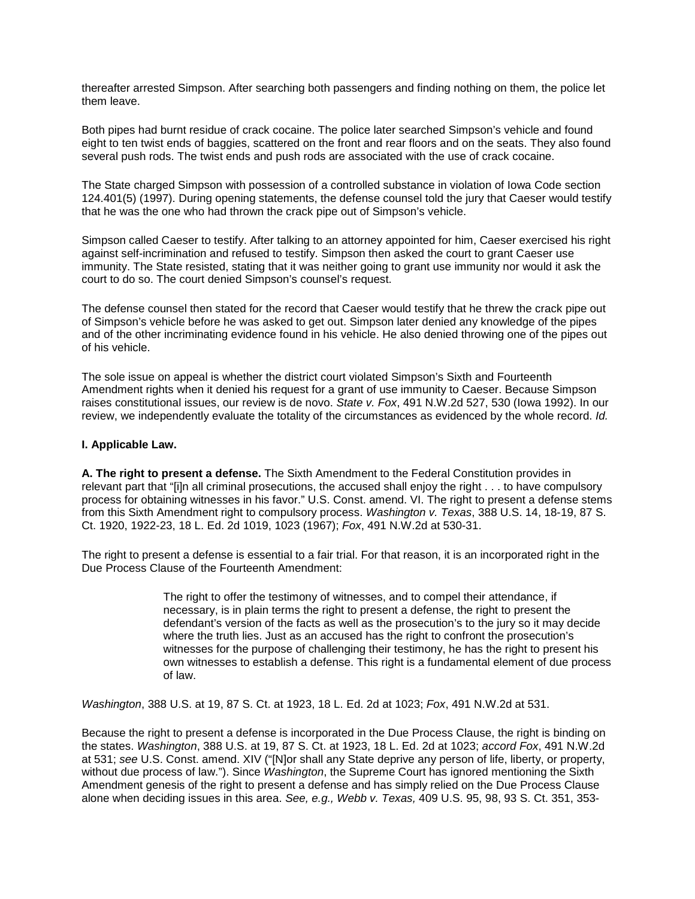thereafter arrested Simpson. After searching both passengers and finding nothing on them, the police let them leave.

Both pipes had burnt residue of crack cocaine. The police later searched Simpson's vehicle and found eight to ten twist ends of baggies, scattered on the front and rear floors and on the seats. They also found several push rods. The twist ends and push rods are associated with the use of crack cocaine.

The State charged Simpson with possession of a controlled substance in violation of Iowa Code section 124.401(5) (1997). During opening statements, the defense counsel told the jury that Caeser would testify that he was the one who had thrown the crack pipe out of Simpson's vehicle.

Simpson called Caeser to testify. After talking to an attorney appointed for him, Caeser exercised his right against self-incrimination and refused to testify. Simpson then asked the court to grant Caeser use immunity. The State resisted, stating that it was neither going to grant use immunity nor would it ask the court to do so. The court denied Simpson's counsel's request.

The defense counsel then stated for the record that Caeser would testify that he threw the crack pipe out of Simpson's vehicle before he was asked to get out. Simpson later denied any knowledge of the pipes and of the other incriminating evidence found in his vehicle. He also denied throwing one of the pipes out of his vehicle.

The sole issue on appeal is whether the district court violated Simpson's Sixth and Fourteenth Amendment rights when it denied his request for a grant of use immunity to Caeser. Because Simpson raises constitutional issues, our review is de novo. *State v. Fox*, 491 N.W.2d 527, 530 (Iowa 1992). In our review, we independently evaluate the totality of the circumstances as evidenced by the whole record. *Id.*

**I. Applicable Law.**

**A. The right to present a defense.** The Sixth Amendment to the Federal Constitution provides in relevant part that "[i]n all criminal prosecutions, the accused shall enjoy the right . . . to have compulsory process for obtaining witnesses in his favor." U.S. Const. amend. VI. The right to present a defense stems from this Sixth Amendment right to compulsory process. *Washington v. Texas*, 388 U.S. 14, 18-19, 87 S. Ct. 1920, 1922-23, 18 L. Ed. 2d 1019, 1023 (1967); *Fox*, 491 N.W.2d at 530-31.

The right to present a defense is essential to a fair trial. For that reason, it is an incorporated right in the Due Process Clause of the Fourteenth Amendment:

> The right to offer the testimony of witnesses, and to compel their attendance, if necessary, is in plain terms the right to present a defense, the right to present the defendant's version of the facts as well as the prosecution's to the jury so it may decide where the truth lies. Just as an accused has the right to confront the prosecution's witnesses for the purpose of challenging their testimony, he has the right to present his own witnesses to establish a defense. This right is a fundamental element of due process of law.

*Washington*, 388 U.S. at 19, 87 S. Ct. at 1923, 18 L. Ed. 2d at 1023; *Fox*, 491 N.W.2d at 531.

Because the right to present a defense is incorporated in the Due Process Clause, the right is binding on the states. *Washington*, 388 U.S. at 19, 87 S. Ct. at 1923, 18 L. Ed. 2d at 1023; *accord Fox*, 491 N.W.2d at 531; *see* U.S. Const. amend. XIV ("[N]or shall any State deprive any person of life, liberty, or property, without due process of law."). Since *Washington*, the Supreme Court has ignored mentioning the Sixth Amendment genesis of the right to present a defense and has simply relied on the Due Process Clause alone when deciding issues in this area. *See, e.g., Webb v. Texas,* 409 U.S. 95, 98, 93 S. Ct. 351, 353-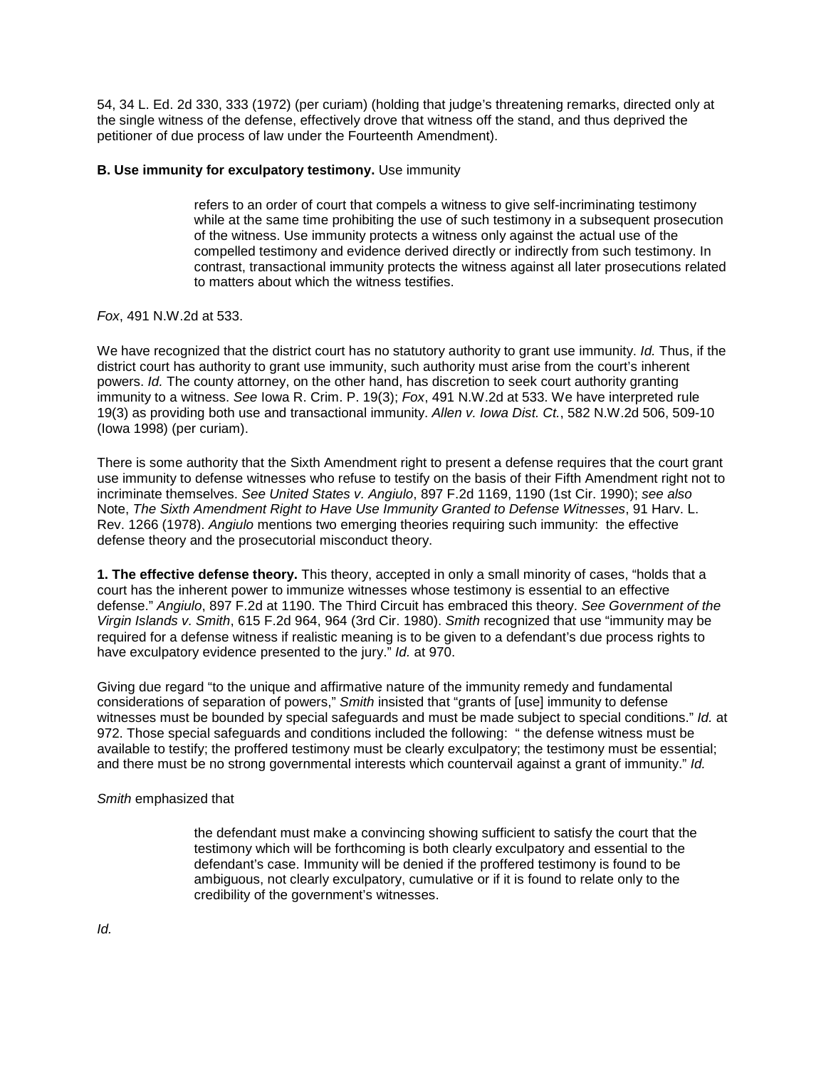54, 34 L. Ed. 2d 330, 333 (1972) (per curiam) (holding that judge's threatening remarks, directed only at the single witness of the defense, effectively drove that witness off the stand, and thus deprived the petitioner of due process of law under the Fourteenth Amendment).

**B. Use immunity for exculpatory testimony.** Use immunity

> refers to an order of court that compels a witness to give self-incriminating testimony while at the same time prohibiting the use of such testimony in a subsequent prosecution of the witness. Use immunity protects a witness only against the actual use of the compelled testimony and evidence derived directly or indirectly from such testimony. In contrast, transactional immunity protects the witness against all later prosecutions related to matters about which the witness testifies.

*Fox*, 491 N.W.2d at 533.

We have recognized that the district court has no statutory authority to grant use immunity. *Id.* Thus, if the district court has authority to grant use immunity, such authority must arise from the court's inherent powers. *Id.* The county attorney, on the other hand, has discretion to seek court authority granting immunity to a witness. *See* Iowa R. Crim. P. 19(3); *Fox*, 491 N.W.2d at 533. We have interpreted rule 19(3) as providing both use and transactional immunity. *Allen v. Iowa Dist. Ct.*, 582 N.W.2d 506, 509-10 (Iowa 1998) (per curiam).

There is some authority that the Sixth Amendment right to present a defense requires that the court grant use immunity to defense witnesses who refuse to testify on the basis of their Fifth Amendment right not to incriminate themselves. *See United States v. Angiulo*, 897 F.2d 1169, 1190 (1st Cir. 1990); *see also* Note, *The Sixth Amendment Right to Have Use Immunity Granted to Defense Witnesses*, 91 Harv. L. Rev. 1266 (1978). *Angiulo* mentions two emerging theories requiring such immunity: the effective defense theory and the prosecutorial misconduct theory.

**1. The effective defense theory.** This theory, accepted in only a small minority of cases, "holds that a court has the inherent power to immunize witnesses whose testimony is essential to an effective defense." *Angiulo*, 897 F.2d at 1190. The Third Circuit has embraced this theory. *See Government of the Virgin Islands v. Smith*, 615 F.2d 964, 964 (3rd Cir. 1980). *Smith* recognized that use "immunity may be required for a defense witness if realistic meaning is to be given to a defendant's due process rights to have exculpatory evidence presented to the jury." *Id.* at 970.

Giving due regard "to the unique and affirmative nature of the immunity remedy and fundamental considerations of separation of powers," *Smith* insisted that "grants of [use] immunity to defense witnesses must be bounded by special safeguards and must be made subject to special conditions." *Id.* at 972. Those special safeguards and conditions included the following: " the defense witness must be available to testify; the proffered testimony must be clearly exculpatory; the testimony must be essential; and there must be no strong governmental interests which countervail against a grant of immunity." *Id.*

*Smith* emphasized that

> the defendant must make a convincing showing sufficient to satisfy the court that the testimony which will be forthcoming is both clearly exculpatory and essential to the defendant's case. Immunity will be denied if the proffered testimony is found to be ambiguous, not clearly exculpatory, cumulative or if it is found to relate only to the credibility of the government's witnesses.

*Id.*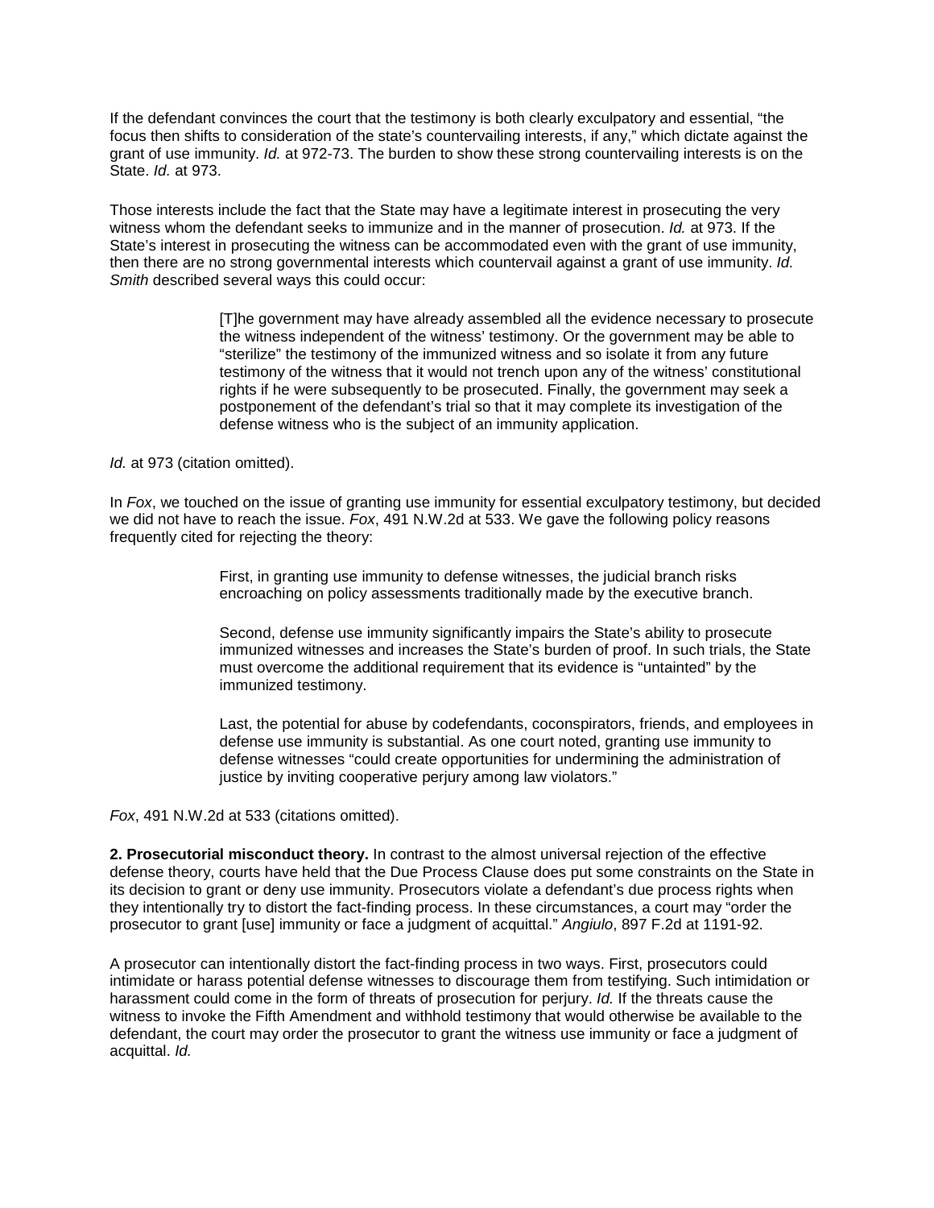If the defendant convinces the court that the testimony is both clearly exculpatory and essential, "the focus then shifts to consideration of the state's countervailing interests, if any," which dictate against the grant of use immunity. *Id.* at 972-73. The burden to show these strong countervailing interests is on the State. *Id.* at 973.

Those interests include the fact that the State may have a legitimate interest in prosecuting the very witness whom the defendant seeks to immunize and in the manner of prosecution. *Id.* at 973. If the State's interest in prosecuting the witness can be accommodated even with the grant of use immunity, then there are no strong governmental interests which countervail against a grant of use immunity. *Id.* *Smith* described several ways this could occur:

> [T]he government may have already assembled all the evidence necessary to prosecute the witness independent of the witness' testimony. Or the government may be able to "sterilize" the testimony of the immunized witness and so isolate it from any future testimony of the witness that it would not trench upon any of the witness' constitutional rights if he were subsequently to be prosecuted. Finally, the government may seek a postponement of the defendant's trial so that it may complete its investigation of the defense witness who is the subject of an immunity application.

*Id.* at 973 (citation omitted).

In *Fox*, we touched on the issue of granting use immunity for essential exculpatory testimony, but decided we did not have to reach the issue. *Fox*, 491 N.W.2d at 533. We gave the following policy reasons frequently cited for rejecting the theory:

> First, in granting use immunity to defense witnesses, the judicial branch risks encroaching on policy assessments traditionally made by the executive branch.
>
> Second, defense use immunity significantly impairs the State's ability to prosecute immunized witnesses and increases the State's burden of proof. In such trials, the State must overcome the additional requirement that its evidence is "untainted" by the immunized testimony.
>
> Last, the potential for abuse by codefendants, coconspirators, friends, and employees in defense use immunity is substantial. As one court noted, granting use immunity to defense witnesses "could create opportunities for undermining the administration of justice by inviting cooperative perjury among law violators."

*Fox*, 491 N.W.2d at 533 (citations omitted).

**2. Prosecutorial misconduct theory.** In contrast to the almost universal rejection of the effective defense theory, courts have held that the Due Process Clause does put some constraints on the State in its decision to grant or deny use immunity. Prosecutors violate a defendant's due process rights when they intentionally try to distort the fact-finding process. In these circumstances, a court may "order the prosecutor to grant [use] immunity or face a judgment of acquittal." *Angiulo*, 897 F.2d at 1191-92.

A prosecutor can intentionally distort the fact-finding process in two ways. First, prosecutors could intimidate or harass potential defense witnesses to discourage them from testifying. Such intimidation or harassment could come in the form of threats of prosecution for perjury. *Id.* If the threats cause the witness to invoke the Fifth Amendment and withhold testimony that would otherwise be available to the defendant, the court may order the prosecutor to grant the witness use immunity or face a judgment of acquittal. *Id.*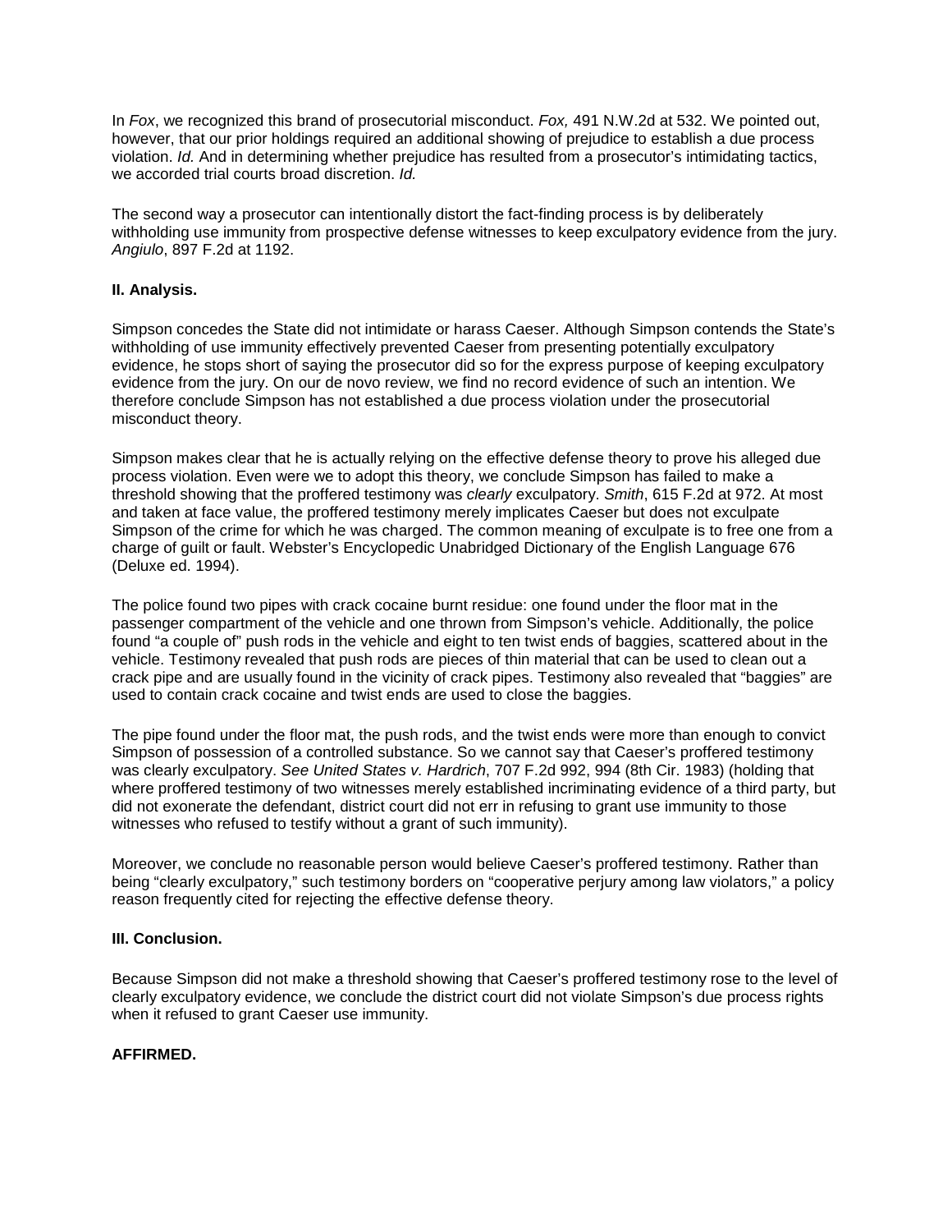In *Fox*, we recognized this brand of prosecutorial misconduct. *Fox,* 491 N.W.2d at 532. We pointed out, however, that our prior holdings required an additional showing of prejudice to establish a due process violation. *Id.* And in determining whether prejudice has resulted from a prosecutor's intimidating tactics, we accorded trial courts broad discretion. *Id.*

The second way a prosecutor can intentionally distort the fact-finding process is by deliberately withholding use immunity from prospective defense witnesses to keep exculpatory evidence from the jury. *Angiulo*, 897 F.2d at 1192.

**II. Analysis.**

Simpson concedes the State did not intimidate or harass Caeser. Although Simpson contends the State's withholding of use immunity effectively prevented Caeser from presenting potentially exculpatory evidence, he stops short of saying the prosecutor did so for the express purpose of keeping exculpatory evidence from the jury. On our de novo review, we find no record evidence of such an intention. We therefore conclude Simpson has not established a due process violation under the prosecutorial misconduct theory.

Simpson makes clear that he is actually relying on the effective defense theory to prove his alleged due process violation. Even were we to adopt this theory, we conclude Simpson has failed to make a threshold showing that the proffered testimony was *clearly* exculpatory. *Smith*, 615 F.2d at 972. At most and taken at face value, the proffered testimony merely implicates Caeser but does not exculpate Simpson of the crime for which he was charged. The common meaning of exculpate is to free one from a charge of guilt or fault. Webster's Encyclopedic Unabridged Dictionary of the English Language 676 (Deluxe ed. 1994).

The police found two pipes with crack cocaine burnt residue: one found under the floor mat in the passenger compartment of the vehicle and one thrown from Simpson's vehicle. Additionally, the police found "a couple of" push rods in the vehicle and eight to ten twist ends of baggies, scattered about in the vehicle. Testimony revealed that push rods are pieces of thin material that can be used to clean out a crack pipe and are usually found in the vicinity of crack pipes. Testimony also revealed that "baggies" are used to contain crack cocaine and twist ends are used to close the baggies.

The pipe found under the floor mat, the push rods, and the twist ends were more than enough to convict Simpson of possession of a controlled substance. So we cannot say that Caeser's proffered testimony was clearly exculpatory. *See United States v. Hardrich*, 707 F.2d 992, 994 (8th Cir. 1983) (holding that where proffered testimony of two witnesses merely established incriminating evidence of a third party, but did not exonerate the defendant, district court did not err in refusing to grant use immunity to those witnesses who refused to testify without a grant of such immunity).

Moreover, we conclude no reasonable person would believe Caeser's proffered testimony. Rather than being "clearly exculpatory," such testimony borders on "cooperative perjury among law violators," a policy reason frequently cited for rejecting the effective defense theory.

**III. Conclusion.**

Because Simpson did not make a threshold showing that Caeser's proffered testimony rose to the level of clearly exculpatory evidence, we conclude the district court did not violate Simpson's due process rights when it refused to grant Caeser use immunity.

**AFFIRMED.**